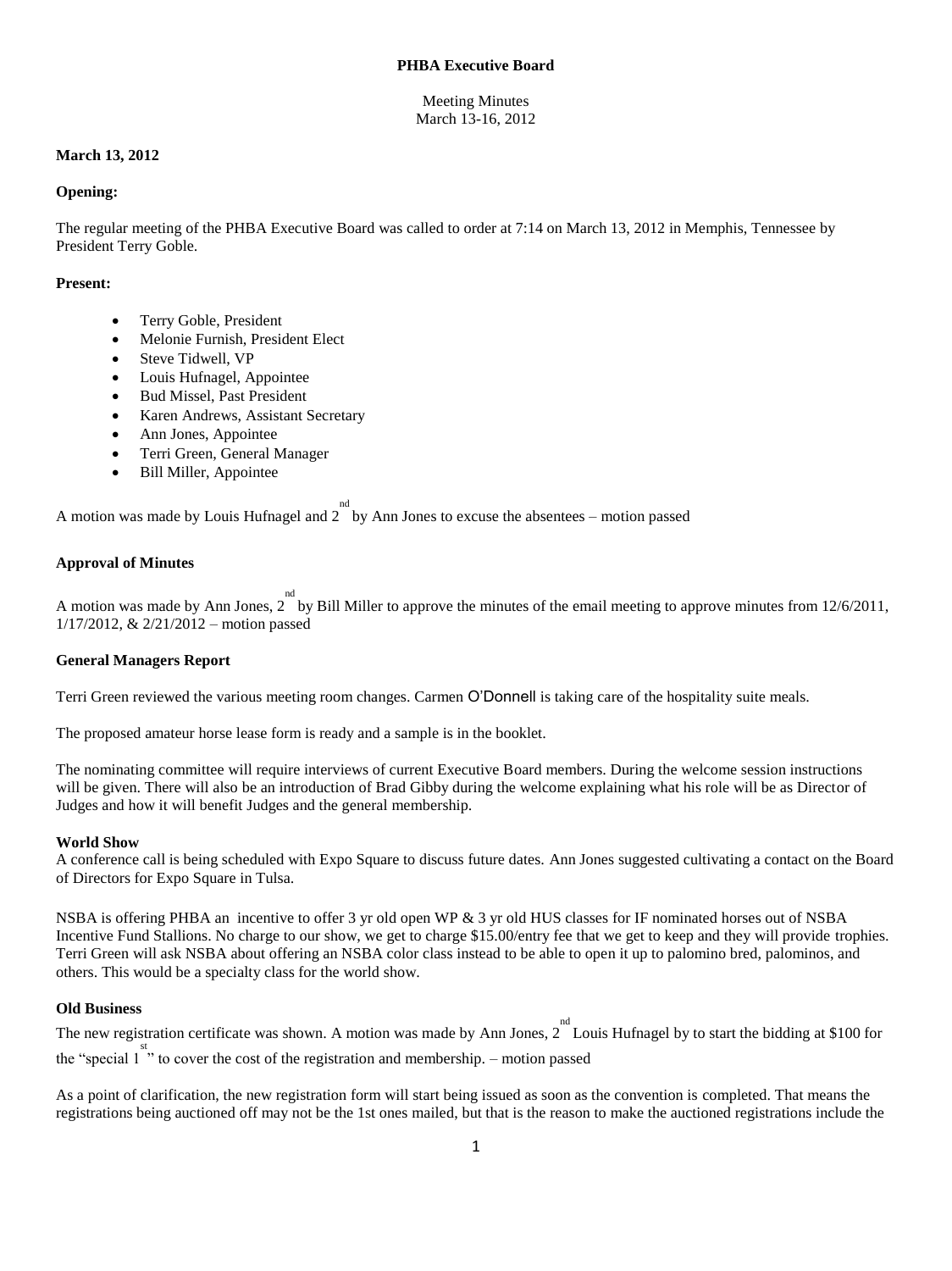**PHBA Executive Board**

Meeting Minutes
March 13-16, 2012

**March 13, 2012**

**Opening:**

The regular meeting of the PHBA Executive Board was called to order at 7:14 on March 13, 2012 in Memphis, Tennessee by President Terry Goble.

**Present:**

- Terry Goble, President
- Melonie Furnish, President Elect
- Steve Tidwell, VP
- Louis Hufnagel, Appointee
- Bud Missel, Past President
- Karen Andrews, Assistant Secretary
- Ann Jones, Appointee
- Terri Green, General Manager
- Bill Miller, Appointee

A motion was made by Louis Hufnagel and 2nd by Ann Jones to excuse the absentees – motion passed

**Approval of Minutes**

A motion was made by Ann Jones, 2nd by Bill Miller to approve the minutes of the email meeting to approve minutes from 12/6/2011, 1/17/2012, & 2/21/2012 – motion passed

**General Managers Report**

Terri Green reviewed the various meeting room changes. Carmen O'Donnell is taking care of the hospitality suite meals.

The proposed amateur horse lease form is ready and a sample is in the booklet.

The nominating committee will require interviews of current Executive Board members. During the welcome session instructions will be given. There will also be an introduction of Brad Gibby during the welcome explaining what his role will be as Director of Judges and how it will benefit Judges and the general membership.

**World Show**

A conference call is being scheduled with Expo Square to discuss future dates. Ann Jones suggested cultivating a contact on the Board of Directors for Expo Square in Tulsa.

NSBA is offering PHBA an incentive to offer 3 yr old open WP & 3 yr old HUS classes for IF nominated horses out of NSBA Incentive Fund Stallions. No charge to our show, we get to charge $15.00/entry fee that we get to keep and they will provide trophies. Terri Green will ask NSBA about offering an NSBA color class instead to be able to open it up to palomino bred, palominos, and others. This would be a specialty class for the world show.

**Old Business**

The new registration certificate was shown. A motion was made by Ann Jones, 2nd Louis Hufnagel by to start the bidding at $100 for the "special 1st" to cover the cost of the registration and membership. – motion passed

As a point of clarification, the new registration form will start being issued as soon as the convention is completed. That means the registrations being auctioned off may not be the 1st ones mailed, but that is the reason to make the auctioned registrations include the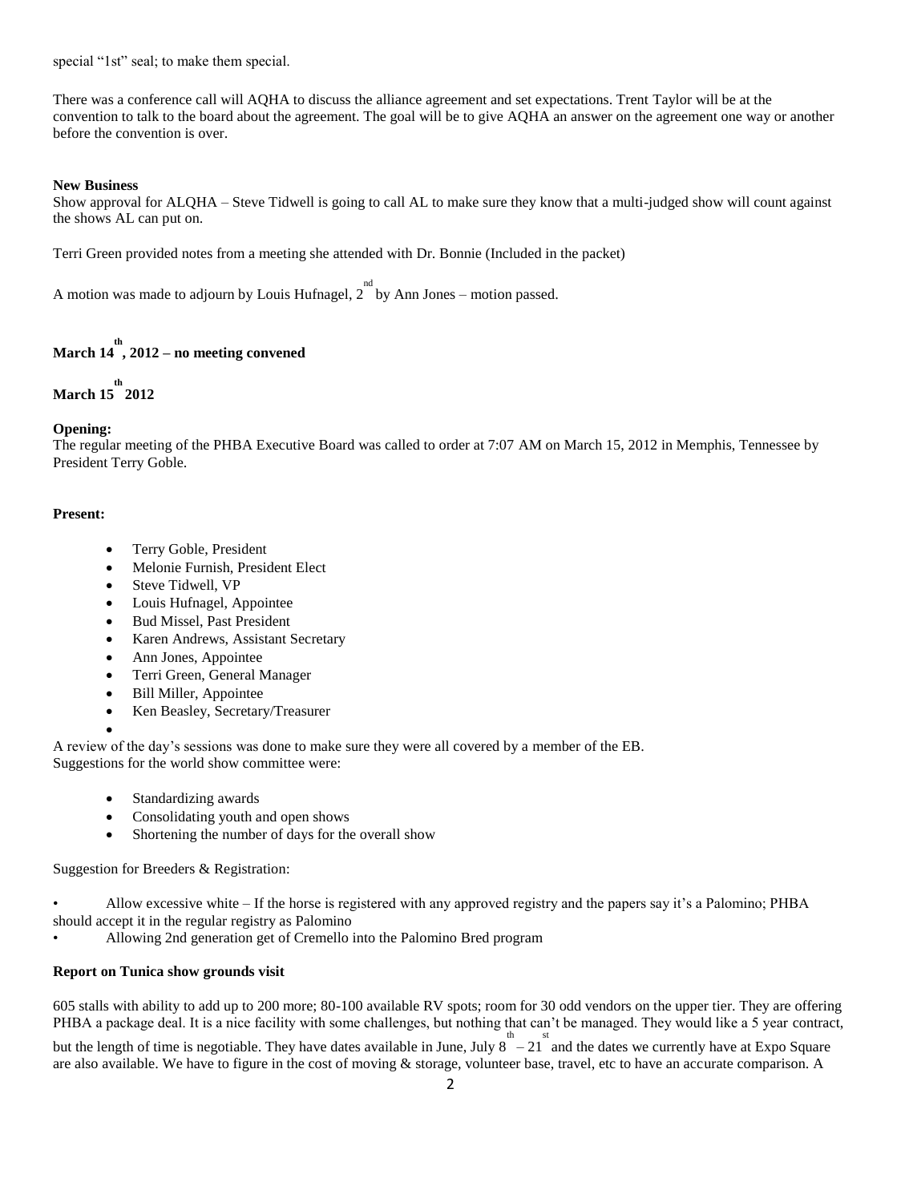special "1st" seal; to make them special.

There was a conference call will AQHA to discuss the alliance agreement and set expectations. Trent Taylor will be at the convention to talk to the board about the agreement. The goal will be to give AQHA an answer on the agreement one way or another before the convention is over.

**New Business**

Show approval for ALQHA – Steve Tidwell is going to call AL to make sure they know that a multi-judged show will count against the shows AL can put on.

Terri Green provided notes from a meeting she attended with Dr. Bonnie (Included in the packet)

A motion was made to adjourn by Louis Hufnagel, 2nd by Ann Jones – motion passed.

**March 14th, 2012 – no meeting convened**

**March 15th 2012**

**Opening:**

The regular meeting of the PHBA Executive Board was called to order at 7:07 AM on March 15, 2012 in Memphis, Tennessee by President Terry Goble.

**Present:**

- Terry Goble, President
- Melonie Furnish, President Elect
- Steve Tidwell, VP
- Louis Hufnagel, Appointee
- Bud Missel, Past President
- Karen Andrews, Assistant Secretary
- Ann Jones, Appointee
- Terri Green, General Manager
- Bill Miller, Appointee
- Ken Beasley, Secretary/Treasurer

A review of the day's sessions was done to make sure they were all covered by a member of the EB.
Suggestions for the world show committee were:

- Standardizing awards
- Consolidating youth and open shows
- Shortening the number of days for the overall show

Suggestion for Breeders & Registration:

- Allow excessive white – If the horse is registered with any approved registry and the papers say it's a Palomino; PHBA should accept it in the regular registry as Palomino
- Allowing 2nd generation get of Cremello into the Palomino Bred program

**Report on Tunica show grounds visit**

605 stalls with ability to add up to 200 more; 80-100 available RV spots; room for 30 odd vendors on the upper tier. They are offering PHBA a package deal. It is a nice facility with some challenges, but nothing that can't be managed. They would like a 5 year contract, but the length of time is negotiable. They have dates available in June, July 8th – 21st and the dates we currently have at Expo Square are also available. We have to figure in the cost of moving & storage, volunteer base, travel, etc to have an accurate comparison. A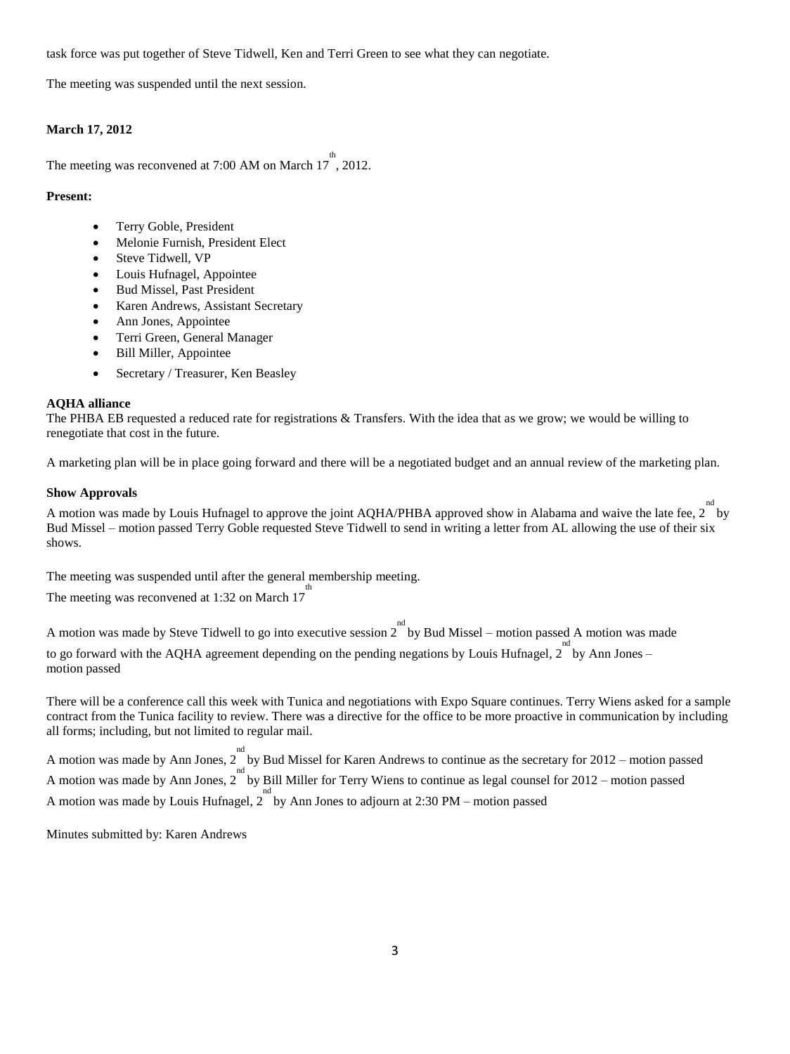task force was put together of Steve Tidwell, Ken and Terri Green to see what they can negotiate.

The meeting was suspended until the next session.

**March 17, 2012**

The meeting was reconvened at 7:00 AM on March 17th, 2012.

**Present:**

- Terry Goble, President
- Melonie Furnish, President Elect
- Steve Tidwell, VP
- Louis Hufnagel, Appointee
- Bud Missel, Past President
- Karen Andrews, Assistant Secretary
- Ann Jones, Appointee
- Terri Green, General Manager
- Bill Miller, Appointee
- Secretary / Treasurer, Ken Beasley

**AQHA alliance**

The PHBA EB requested a reduced rate for registrations & Transfers. With the idea that as we grow; we would be willing to renegotiate that cost in the future.

A marketing plan will be in place going forward and there will be a negotiated budget and an annual review of the marketing plan.

**Show Approvals**

A motion was made by Louis Hufnagel to approve the joint AQHA/PHBA approved show in Alabama and waive the late fee, 2nd by Bud Missel – motion passed Terry Goble requested Steve Tidwell to send in writing a letter from AL allowing the use of their six shows.

The meeting was suspended until after the general membership meeting.

The meeting was reconvened at 1:32 on March 17th

A motion was made by Steve Tidwell to go into executive session 2nd by Bud Missel – motion passed A motion was made to go forward with the AQHA agreement depending on the pending negations by Louis Hufnagel, 2nd by Ann Jones – motion passed

There will be a conference call this week with Tunica and negotiations with Expo Square continues. Terry Wiens asked for a sample contract from the Tunica facility to review. There was a directive for the office to be more proactive in communication by including all forms; including, but not limited to regular mail.

A motion was made by Ann Jones, 2nd by Bud Missel for Karen Andrews to continue as the secretary for 2012 – motion passed

A motion was made by Ann Jones, 2nd by Bill Miller for Terry Wiens to continue as legal counsel for 2012 – motion passed

A motion was made by Louis Hufnagel, 2nd by Ann Jones to adjourn at 2:30 PM – motion passed

Minutes submitted by: Karen Andrews